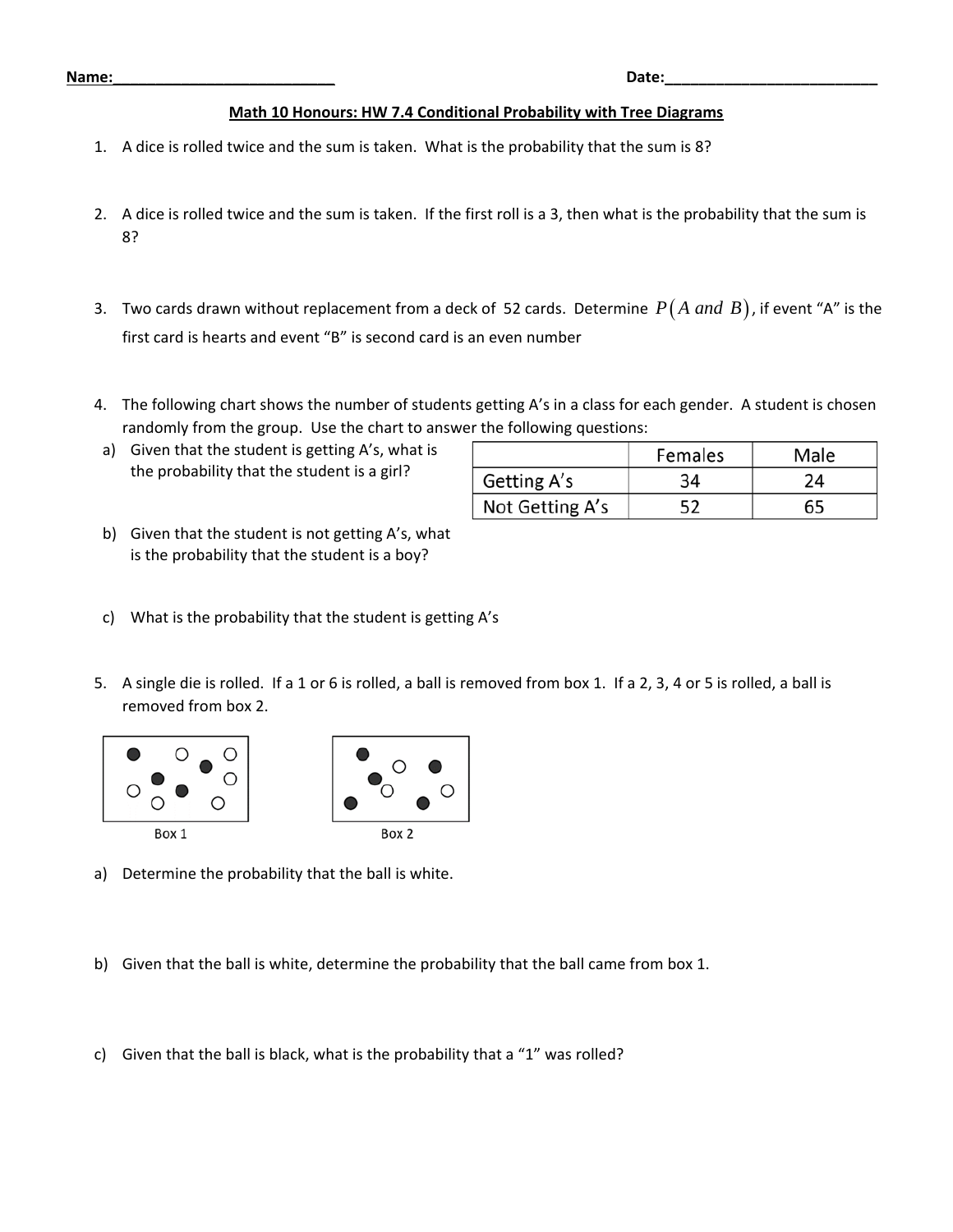**Name:___________________________ Date:__________________________**

**Math 10 Honours: HW 7.4 Conditional Probability with Tree Diagrams**

1. A dice is rolled twice and the sum is taken. What is the probability that the sum is 8?

2. A dice is rolled twice and the sum is taken. If the first roll is a 3, then what is the probability that the sum is 8?

3. Two cards drawn without replacement from a deck of 52 cards. Determine $P(A \text{ and } B)$, if event "A" is the first card is hearts and event "B" is second card is an even number

4. The following chart shows the number of students getting A's in a class for each gender. A student is chosen randomly from the group. Use the chart to answer the following questions:

| | Females | Male |
|---|---|---|
| Getting A's | 34 | 24 |
| Not Getting A's | 52 | 65 |

a) Given that the student is getting A's, what is the probability that the student is a girl?

b) Given that the student is not getting A's, what is the probability that the student is a boy?

c) What is the probability that the student is getting A's

5. A single die is rolled. If a 1 or 6 is rolled, a ball is removed from box 1. If a 2, 3, 4 or 5 is rolled, a ball is removed from box 2.

Box 1

Box 2

a) Determine the probability that the ball is white.

b) Given that the ball is white, determine the probability that the ball came from box 1.

c) Given that the ball is black, what is the probability that a "1" was rolled?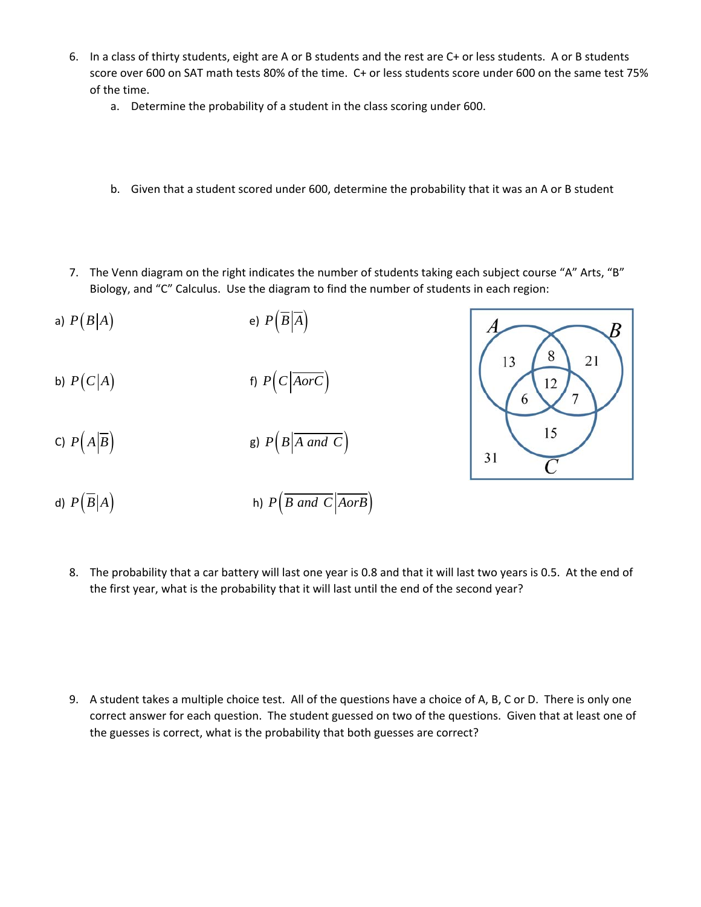6. In a class of thirty students, eight are A or B students and the rest are C+ or less students. A or B students score over 600 on SAT math tests 80% of the time. C+ or less students score under 600 on the same test 75% of the time.
   a. Determine the probability of a student in the class scoring under 600.

   b. Given that a student scored under 600, determine the probability that it was an A or B student

7. The Venn diagram on the right indicates the number of students taking each subject course "A" Arts, "B" Biology, and "C" Calculus. Use the diagram to find the number of students in each region:

a) $P(B|A)$

b) $P(C|A)$

c) $P(A|\overline{B})$

d) $P(\overline{B}|A)$

e) $P(\overline{B}|\overline{A})$

f) $P(C|\overline{A or C})$

g) $P(B|\overline{A\ and\ C})$

h) $P(\overline{B\ and\ C}|\overline{A or B})$

A

B

C

13

8

21

12

6

7

15

31

8. The probability that a car battery will last one year is 0.8 and that it will last two years is 0.5. At the end of the first year, what is the probability that it will last until the end of the second year?

9. A student takes a multiple choice test. All of the questions have a choice of A, B, C or D. There is only one correct answer for each question. The student guessed on two of the questions. Given that at least one of the guesses is correct, what is the probability that both guesses are correct?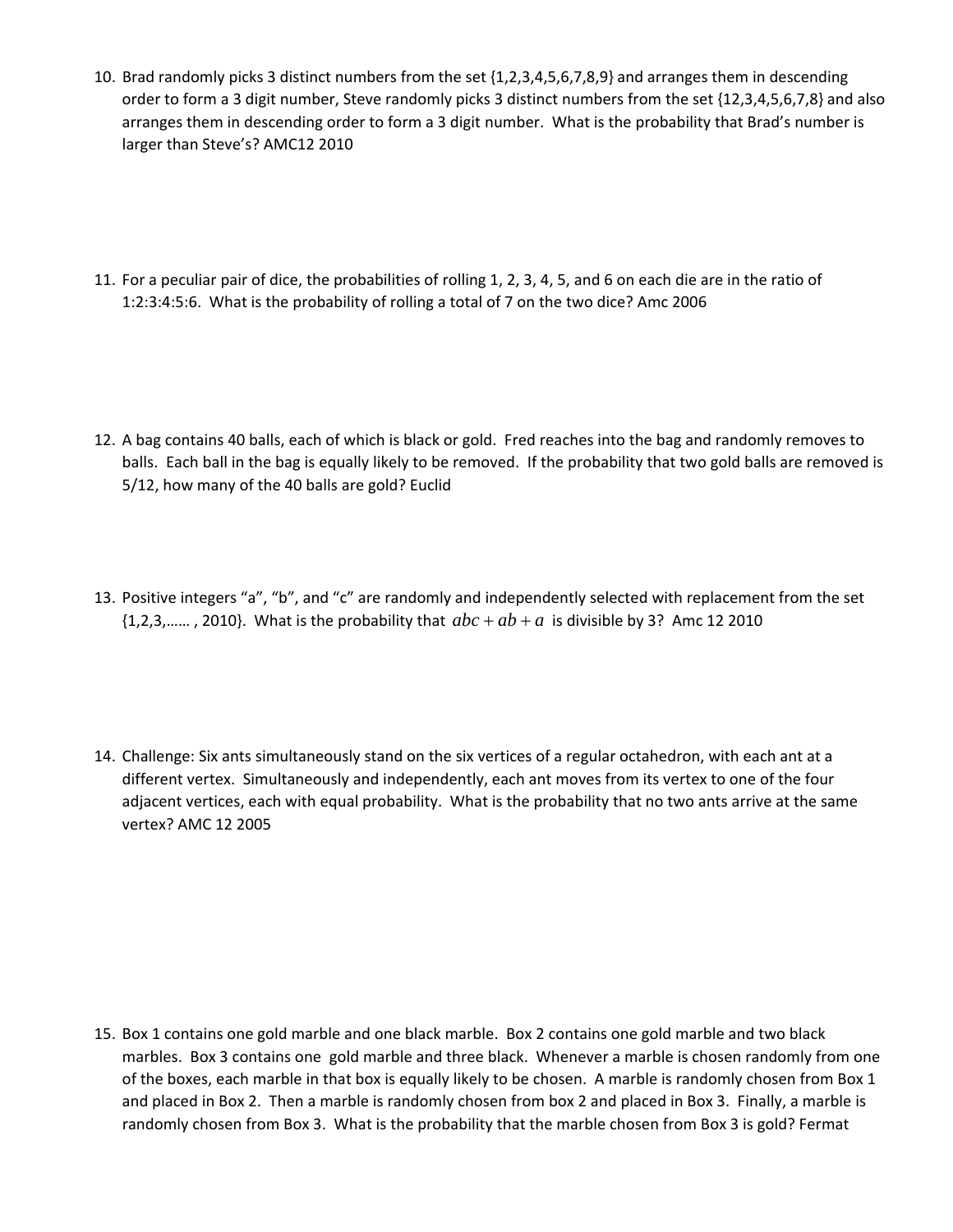10. Brad randomly picks 3 distinct numbers from the set {1,2,3,4,5,6,7,8,9} and arranges them in descending order to form a 3 digit number, Steve randomly picks 3 distinct numbers from the set {12,3,4,5,6,7,8} and also arranges them in descending order to form a 3 digit number. What is the probability that Brad's number is larger than Steve's? AMC12 2010

11. For a peculiar pair of dice, the probabilities of rolling 1, 2, 3, 4, 5, and 6 on each die are in the ratio of 1:2:3:4:5:6. What is the probability of rolling a total of 7 on the two dice? Amc 2006

12. A bag contains 40 balls, each of which is black or gold. Fred reaches into the bag and randomly removes to balls. Each ball in the bag is equally likely to be removed. If the probability that two gold balls are removed is 5/12, how many of the 40 balls are gold? Euclid

13. Positive integers "a", "b", and "c" are randomly and independently selected with replacement from the set {1,2,3,…… , 2010}. What is the probability that $abc + ab + a$ is divisible by 3? Amc 12 2010

14. Challenge: Six ants simultaneously stand on the six vertices of a regular octahedron, with each ant at a different vertex. Simultaneously and independently, each ant moves from its vertex to one of the four adjacent vertices, each with equal probability. What is the probability that no two ants arrive at the same vertex? AMC 12 2005

15. Box 1 contains one gold marble and one black marble. Box 2 contains one gold marble and two black marbles. Box 3 contains one gold marble and three black. Whenever a marble is chosen randomly from one of the boxes, each marble in that box is equally likely to be chosen. A marble is randomly chosen from Box 1 and placed in Box 2. Then a marble is randomly chosen from box 2 and placed in Box 3. Finally, a marble is randomly chosen from Box 3. What is the probability that the marble chosen from Box 3 is gold? Fermat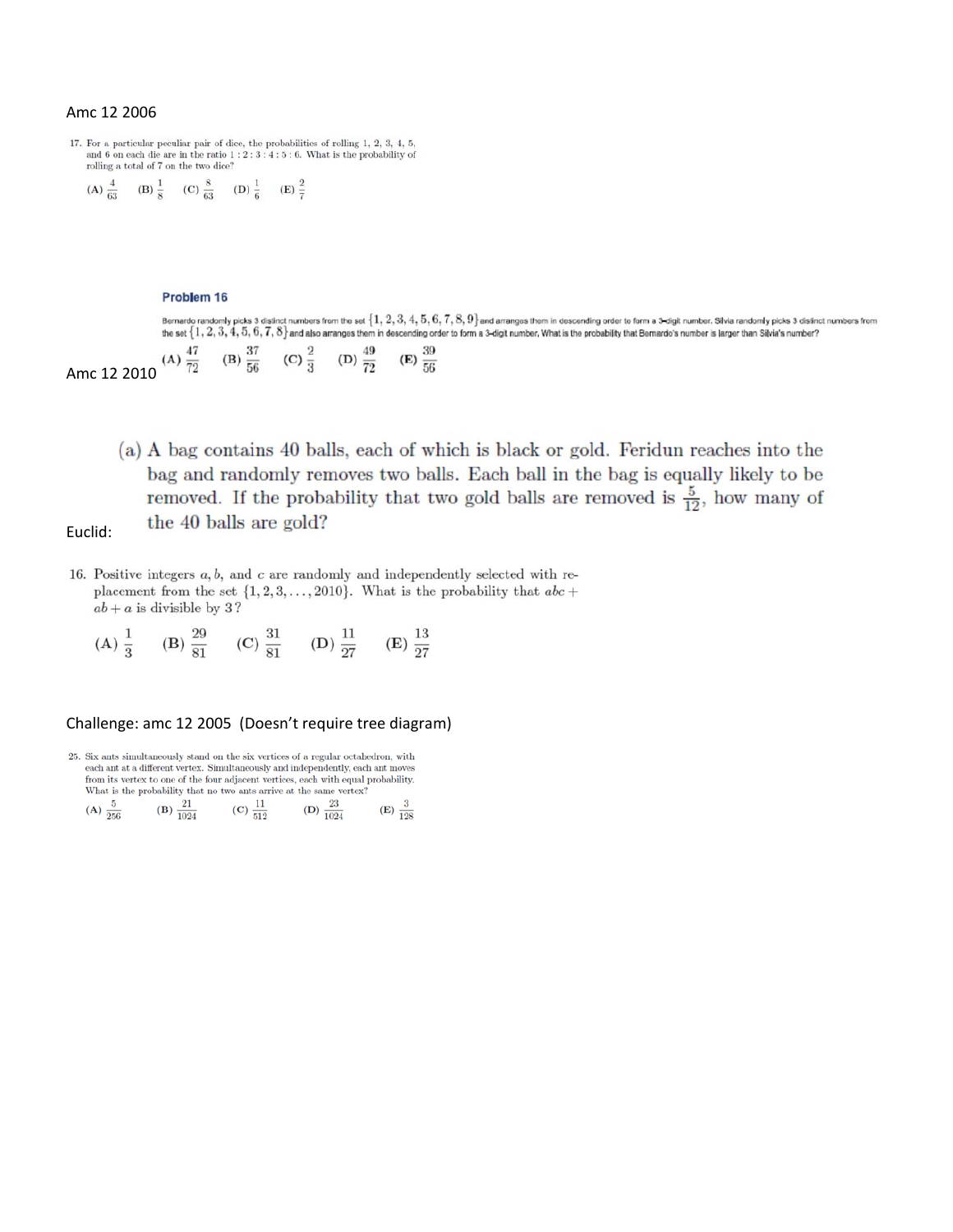Amc 12 2006

17. For a particular peculiar pair of dice, the probabilities of rolling 1, 2, 3, 4, 5, and 6 on each die are in the ratio $1:2:3:4:5:6$. What is the probability of rolling a total of 7 on the two dice?

(A) $\frac{4}{63}$ (B) $\frac{1}{8}$ (C) $\frac{8}{63}$ (D) $\frac{1}{6}$ (E) $\frac{2}{7}$

**Problem 16**

Bernardo randomly picks 3 distinct numbers from the set $\{1, 2, 3, 4, 5, 6, 7, 8, 9\}$ and arranges them in descending order to form a 3-digit number. Silvia randomly picks 3 distinct numbers from the set $\{1, 2, 3, 4, 5, 6, 7, 8\}$ and also arranges them in descending order to form a 3-digit number. What is the probability that Bernardo's number is larger than Silvia's number?

(A) $\frac{47}{72}$ (B) $\frac{37}{56}$ (C) $\frac{2}{3}$ (D) $\frac{49}{72}$ (E) $\frac{39}{56}$

Amc 12 2010

Euclid:

(a) A bag contains 40 balls, each of which is black or gold. Feridun reaches into the bag and randomly removes two balls. Each ball in the bag is equally likely to be removed. If the probability that two gold balls are removed is $\frac{5}{12}$, how many of the 40 balls are gold?

16. Positive integers $a, b,$ and $c$ are randomly and independently selected with replacement from the set $\{1, 2, 3, \ldots, 2010\}$. What is the probability that $abc + ab + a$ is divisible by 3?

(A) $\frac{1}{3}$ (B) $\frac{29}{81}$ (C) $\frac{31}{81}$ (D) $\frac{11}{27}$ (E) $\frac{13}{27}$

Challenge: amc 12 2005 (Doesn't require tree diagram)

25. Six ants simultaneously stand on the six vertices of a regular octahedron, with each ant at a different vertex. Simultaneously and independently, each ant moves from its vertex to one of the four adjacent vertices, each with equal probability. What is the probability that no two ants arrive at the same vertex?

(A) $\frac{5}{256}$ (B) $\frac{21}{1024}$ (C) $\frac{11}{512}$ (D) $\frac{23}{1024}$ (E) $\frac{3}{128}$